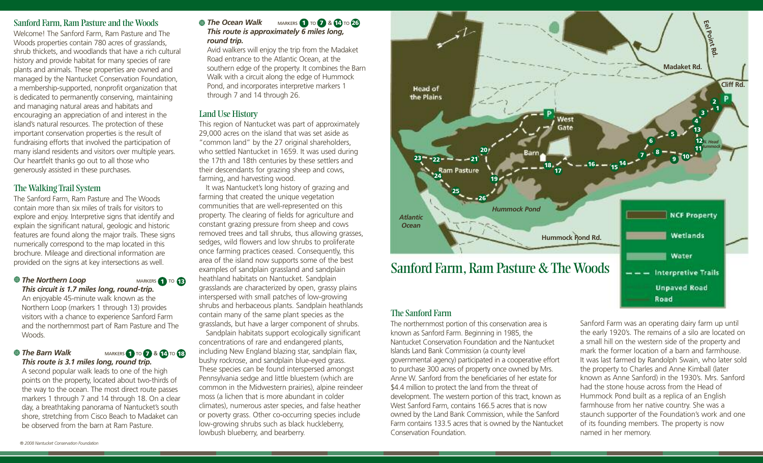## Sanford Farm, Ram Pasture and the Woods

Welcome! The Sanford Farm, Ram Pasture and The Woods properties contain 780 acres of grasslands, shrub thickets, and woodlands that have a rich cultural history and provide habitat for many species of rare plants and animals. These properties are owned and managed by the Nantucket Conservation Foundation, a membership-supported, nonprofit organization that is dedicated to permanently conserving, maintaining and managing natural areas and habitats and encouraging an appreciation of and interest in the island's natural resources. The protection of these important conservation properties is the result of fundraising efforts that involved the participation of many island residents and visitors over multiple years. Our heartfelt thanks go out to all those who generously assisted in these purchases.

## The Walking Trail System

The Sanford Farm, Ram Pasture and The Woods contain more than six miles of trails for visitors to explore and enjoy. Interpretive signs that identify and explain the significant natural, geologic and historic features are found along the major trails. These signs numerically correspond to the map located in this brochure. Mileage and directional information are provided on the signs at key intersections as well.

**The Northern Loop** MARKERS 1 TO 13
***This circuit is 1.7 miles long, round-trip.***

An enjoyable 45-minute walk known as the Northern Loop (markers 1 through 13) provides visitors with a chance to experience Sanford Farm and the northernmost part of Ram Pasture and The Woods.

**The Barn Walk** MARKERS 1 TO 7 & 14 TO 18
***This route is 3.1 miles long, round trip.***

A second popular walk leads to one of the high points on the property, located about two-thirds of the way to the ocean. The most direct route passes markers 1 through 7 and 14 through 18. On a clear day, a breathtaking panorama of Nantucket's south shore, stretching from Cisco Beach to Madaket can be observed from the barn at Ram Pasture.

**The Ocean Walk** MARKERS 1 TO 7 & 14 TO 26
***This route is approximately 6 miles long, round trip.***

Avid walkers will enjoy the trip from the Madaket Road entrance to the Atlantic Ocean, at the southern edge of the property. It combines the Barn Walk with a circuit along the edge of Hummock Pond, and incorporates interpretive markers 1 through 7 and 14 through 26.

## Land Use History

This region of Nantucket was part of approximately 29,000 acres on the island that was set aside as "common land" by the 27 original shareholders, who settled Nantucket in 1659. It was used during the 17th and 18th centuries by these settlers and their descendants for grazing sheep and cows, farming, and harvesting wood.

It was Nantucket's long history of grazing and farming that created the unique vegetation communities that are well-represented on this property. The clearing of fields for agriculture and constant grazing pressure from sheep and cows removed trees and tall shrubs, thus allowing grasses, sedges, wild flowers and low shrubs to proliferate once farming practices ceased. Consequently, this area of the island now supports some of the best examples of sandplain grassland and sandplain heathland habitats on Nantucket. Sandplain grasslands are characterized by open, grassy plains interspersed with small patches of low-growing shrubs and herbaceous plants. Sandplain heathlands contain many of the same plant species as the grasslands, but have a larger component of shrubs.

Sandplain habitats support ecologically significant concentrations of rare and endangered plants, including New England blazing star, sandplain flax, bushy rockrose, and sandplain blue-eyed grass. These species can be found interspersed amongst Pennsylvania sedge and little bluestem (which are common in the Midwestern prairies), alpine reindeer moss (a lichen that is more abundant in colder climates), numerous aster species, and false heather or poverty grass. Other co-occurring species include low-growing shrubs such as black huckleberry, lowbush blueberry, and bearberry.

# Sanford Farm, Ram Pasture & The Woods

Map legend: NCF Property; Wetlands; Water; Interpretive Trails; Unpaved Road; Road

Map labels: Eel Point Rd.; Madaket Rd.; Cliff Rd.; Head of the Plains; West Gate; Barn; Ram Pasture; N. Head Hummock; Hummock Pond; Atlantic Ocean; Hummock Pond Rd.

## The Sanford Farm

The northernmost portion of this conservation area is known as Sanford Farm. Beginning in 1985, the Nantucket Conservation Foundation and the Nantucket Islands Land Bank Commission (a county level governmental agency) participated in a cooperative effort to purchase 300 acres of property once owned by Mrs. Anne W. Sanford from the beneficiaries of her estate for $4.4 million to protect the land from the threat of development. The western portion of this tract, known as West Sanford Farm, contains 166.5 acres that is now owned by the Land Bank Commission, while the Sanford Farm contains 133.5 acres that is owned by the Nantucket Conservation Foundation.

Sanford Farm was an operating dairy farm up until the early 1920's. The remains of a silo are located on a small hill on the western side of the property and mark the former location of a barn and farmhouse. It was last farmed by Randolph Swain, who later sold the property to Charles and Anne Kimball (later known as Anne Sanford) in the 1930's. Mrs. Sanford had the stone house across from the Head of Hummock Pond built as a replica of an English farmhouse from her native country. She was a staunch supporter of the Foundation's work and one of its founding members. The property is now named in her memory.

© 2008 Nantucket Conservation Foundation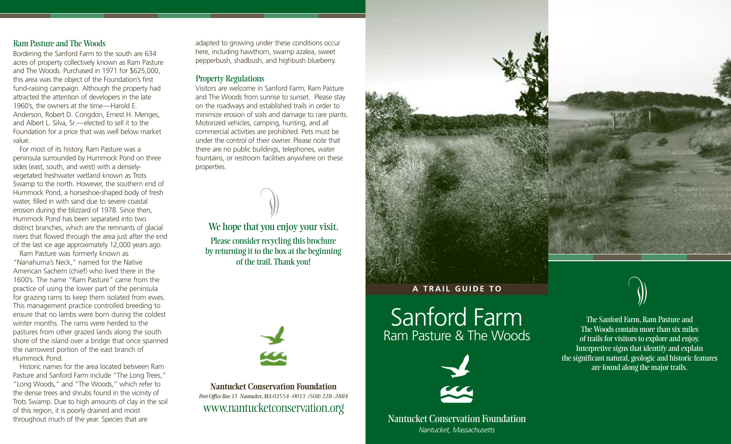## Ram Pasture and The Woods

Bordering the Sanford Farm to the south are 634 acres of property collectively known as Ram Pasture and The Woods. Purchased in 1971 for $625,000, this area was the object of the Foundation's first fund-raising campaign. Although the property had attracted the attention of developers in the late 1960's, the owners at the time—Harold E. Anderson, Robert D. Congdon, Ernest H. Menges, and Albert L. Silva, Sr.—elected to sell it to the Foundation for a price that was well below market value.

For most of its history, Ram Pasture was a peninsula surrounded by Hummock Pond on three sides (east, south, and west) with a densely-vegetated freshwater wetland known as Trots Swamp to the north. However, the southern end of Hummock Pond, a horseshoe-shaped body of fresh water, filled in with sand due to severe coastal erosion during the blizzard of 1978. Since then, Hummock Pond has been separated into two distinct branches, which are the remnants of glacial rivers that flowed through the area just after the end of the last ice age approximately 12,000 years ago.

Ram Pasture was formerly known as "Nanahuma's Neck," named for the Native American Sachem (chief) who lived there in the 1600's. The name "Ram Pasture" came from the practice of using the lower part of the peninsula for grazing rams to keep them isolated from ewes. This management practice controlled breeding to ensure that no lambs were born during the coldest winter months. The rams were herded to the pastures from other grazed lands along the south shore of the island over a bridge that once spanned the narrowest portion of the east branch of Hummock Pond.

Historic names for the area located between Ram Pasture and Sanford Farm include "The Long Trees," "Long Woods," and "The Woods," which refer to the dense trees and shrubs found in the vicinity of Trots Swamp. Due to high amounts of clay in the soil of this region, it is poorly drained and moist throughout much of the year. Species that are adapted to growing under these conditions occur here, including hawthorn, swamp azalea, sweet pepperbush, shadbush, and highbush blueberry.

## Property Regulations

Visitors are welcome in Sanford Farm, Ram Pasture and The Woods from sunrise to sunset. Please stay on the roadways and established trails in order to minimize erosion of soils and damage to rare plants. Motorized vehicles, camping, hunting, and all commercial activities are prohibited. Pets must be under the control of their owner. Please note that there are no public buildings, telephones, water fountains, or restroom facilities anywhere on these properties.

We hope that you enjoy your visit.

Please consider recycling this brochure by returning it to the box at the beginning of the trail. Thank you!

**Nantucket Conservation Foundation**

*Post Office Box 13 Nantucket, MA 02554–0013 (508) 228–2884*

www.nantucketconservation.org

A TRAIL GUIDE TO

# Sanford Farm

## Ram Pasture & The Woods

Nantucket Conservation Foundation

*Nantucket, Massachusetts*

The Sanford Farm, Ram Pasture and The Woods contain more than six miles of trails for visitors to explore and enjoy. Interpretive signs that identify and explain the significant natural, geologic and historic features are found along the major trails.